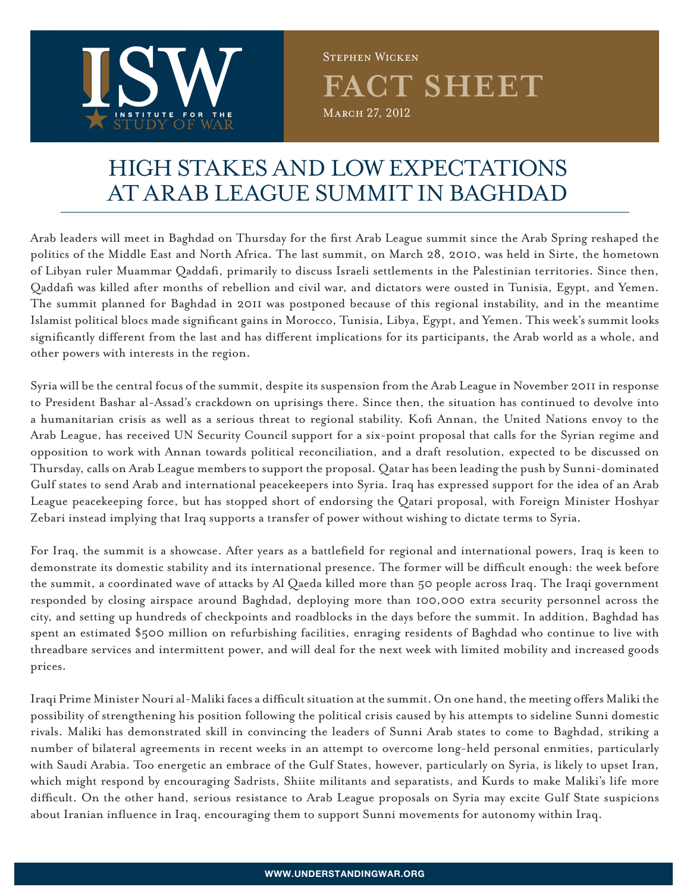Stephen Wicken

# FACT SHEET

March 27, 2012

# HIGH STAKES AND LOW EXPECTATIONS AT ARAB LEAGUE SUMMIT IN BAGHDAD

Arab leaders will meet in Baghdad on Thursday for the first Arab League summit since the Arab Spring reshaped the politics of the Middle East and North Africa. The last summit, on March 28, 2010, was held in Sirte, the hometown of Libyan ruler Muammar Qaddafi, primarily to discuss Israeli settlements in the Palestinian territories. Since then, Qaddafi was killed after months of rebellion and civil war, and dictators were ousted in Tunisia, Egypt, and Yemen. The summit planned for Baghdad in 2011 was postponed because of this regional instability, and in the meantime Islamist political blocs made significant gains in Morocco, Tunisia, Libya, Egypt, and Yemen. This week's summit looks significantly different from the last and has different implications for its participants, the Arab world as a whole, and other powers with interests in the region.

Syria will be the central focus of the summit, despite its suspension from the Arab League in November 2011 in response to President Bashar al-Assad's crackdown on uprisings there. Since then, the situation has continued to devolve into a humanitarian crisis as well as a serious threat to regional stability. Kofi Annan, the United Nations envoy to the Arab League, has received UN Security Council support for a six-point proposal that calls for the Syrian regime and opposition to work with Annan towards political reconciliation, and a draft resolution, expected to be discussed on Thursday, calls on Arab League members to support the proposal. Qatar has been leading the push by Sunni-dominated Gulf states to send Arab and international peacekeepers into Syria. Iraq has expressed support for the idea of an Arab League peacekeeping force, but has stopped short of endorsing the Qatari proposal, with Foreign Minister Hoshyar Zebari instead implying that Iraq supports a transfer of power without wishing to dictate terms to Syria.

For Iraq, the summit is a showcase. After years as a battlefield for regional and international powers, Iraq is keen to demonstrate its domestic stability and its international presence. The former will be difficult enough: the week before the summit, a coordinated wave of attacks by Al Qaeda killed more than 50 people across Iraq. The Iraqi government responded by closing airspace around Baghdad, deploying more than 100,000 extra security personnel across the city, and setting up hundreds of checkpoints and roadblocks in the days before the summit. In addition, Baghdad has spent an estimated $500 million on refurbishing facilities, enraging residents of Baghdad who continue to live with threadbare services and intermittent power, and will deal for the next week with limited mobility and increased goods prices.

Iraqi Prime Minister Nouri al-Maliki faces a difficult situation at the summit. On one hand, the meeting offers Maliki the possibility of strengthening his position following the political crisis caused by his attempts to sideline Sunni domestic rivals. Maliki has demonstrated skill in convincing the leaders of Sunni Arab states to come to Baghdad, striking a number of bilateral agreements in recent weeks in an attempt to overcome long-held personal enmities, particularly with Saudi Arabia. Too energetic an embrace of the Gulf States, however, particularly on Syria, is likely to upset Iran, which might respond by encouraging Sadrists, Shiite militants and separatists, and Kurds to make Maliki's life more difficult. On the other hand, serious resistance to Arab League proposals on Syria may excite Gulf State suspicions about Iranian influence in Iraq, encouraging them to support Sunni movements for autonomy within Iraq.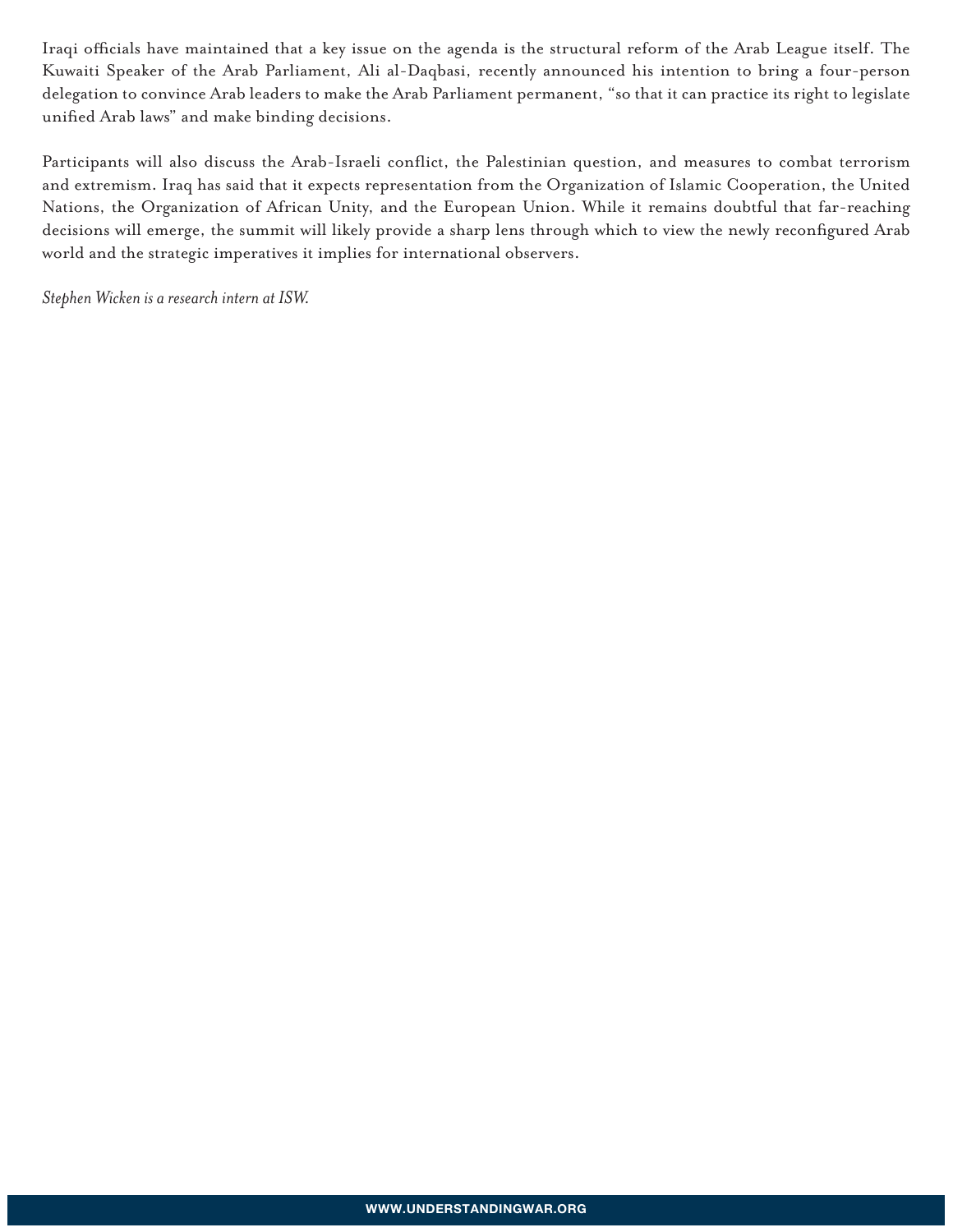Iraqi officials have maintained that a key issue on the agenda is the structural reform of the Arab League itself. The Kuwaiti Speaker of the Arab Parliament, Ali al-Daqbasi, recently announced his intention to bring a four-person delegation to convince Arab leaders to make the Arab Parliament permanent, "so that it can practice its right to legislate unified Arab laws" and make binding decisions.

Participants will also discuss the Arab-Israeli conflict, the Palestinian question, and measures to combat terrorism and extremism. Iraq has said that it expects representation from the Organization of Islamic Cooperation, the United Nations, the Organization of African Unity, and the European Union. While it remains doubtful that far-reaching decisions will emerge, the summit will likely provide a sharp lens through which to view the newly reconfigured Arab world and the strategic imperatives it implies for international observers.

*Stephen Wicken is a research intern at ISW.*